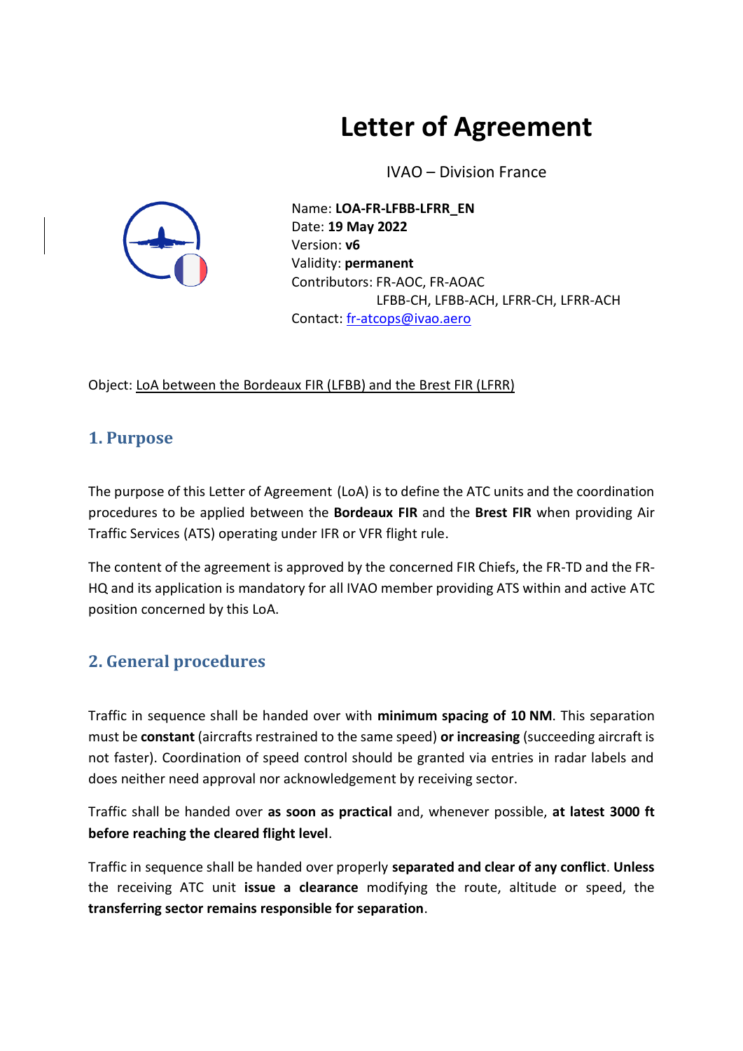# Letter of Agreement

IVAO – Division France

Name: **LOA-FR-LFBB-LFRR_EN**
Date: **19 May 2022**
Version: **v6**
Validity: **permanent**
Contributors: FR-AOC, FR-AOAC
LFBB-CH, LFBB-ACH, LFRR-CH, LFRR-ACH
Contact: fr-atcops@ivao.aero

Object: LoA between the Bordeaux FIR (LFBB) and the Brest FIR (LFRR)

## 1. Purpose

The purpose of this Letter of Agreement (LoA) is to define the ATC units and the coordination procedures to be applied between the **Bordeaux FIR** and the **Brest FIR** when providing Air Traffic Services (ATS) operating under IFR or VFR flight rule.

The content of the agreement is approved by the concerned FIR Chiefs, the FR-TD and the FR-HQ and its application is mandatory for all IVAO member providing ATS within and active ATC position concerned by this LoA.

## 2. General procedures

Traffic in sequence shall be handed over with **minimum spacing of 10 NM**. This separation must be **constant** (aircrafts restrained to the same speed) **or increasing** (succeeding aircraft is not faster). Coordination of speed control should be granted via entries in radar labels and does neither need approval nor acknowledgement by receiving sector.

Traffic shall be handed over **as soon as practical** and, whenever possible, **at latest 3000 ft before reaching the cleared flight level**.

Traffic in sequence shall be handed over properly **separated and clear of any conflict**. **Unless** the receiving ATC unit **issue a clearance** modifying the route, altitude or speed, the **transferring sector remains responsible for separation**.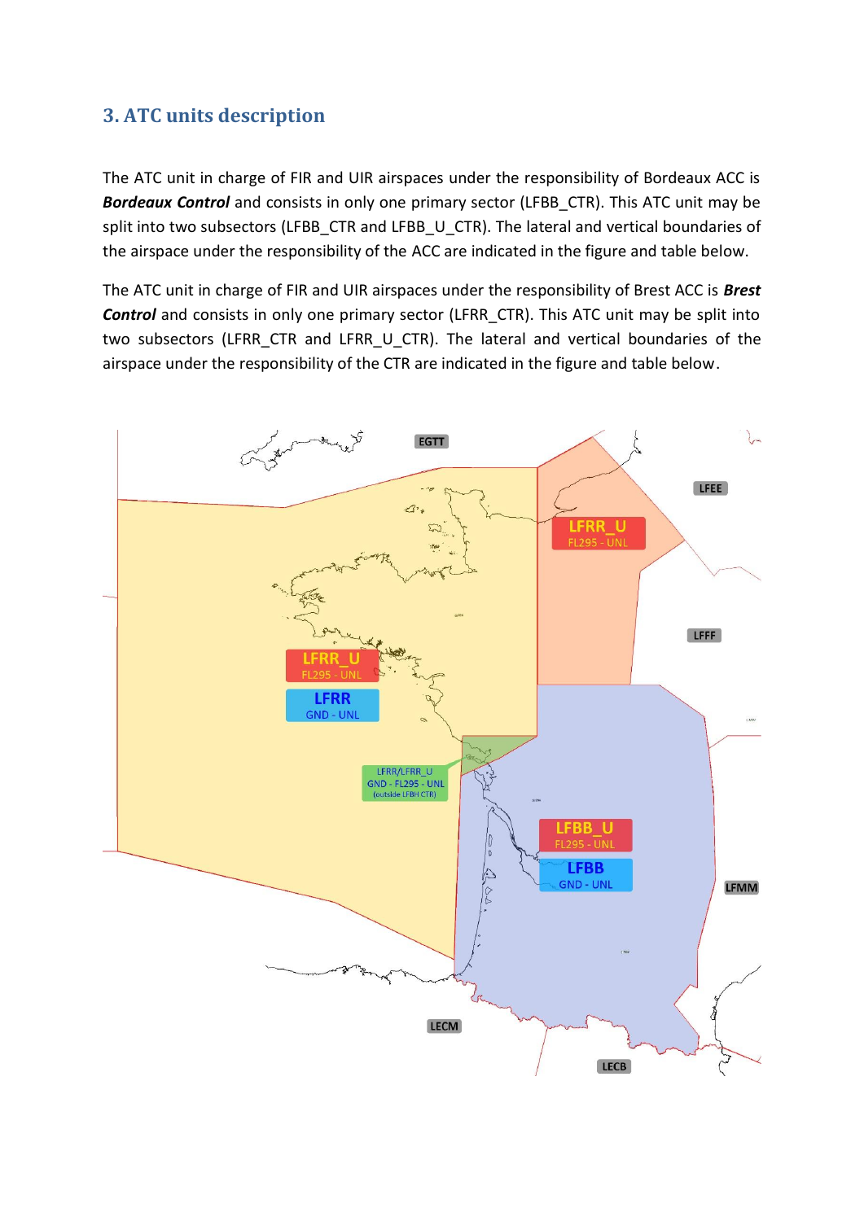## 3. ATC units description

The ATC unit in charge of FIR and UIR airspaces under the responsibility of Bordeaux ACC is ***Bordeaux Control*** and consists in only one primary sector (LFBB_CTR). This ATC unit may be split into two subsectors (LFBB_CTR and LFBB_U_CTR). The lateral and vertical boundaries of the airspace under the responsibility of the ACC are indicated in the figure and table below.

The ATC unit in charge of FIR and UIR airspaces under the responsibility of Brest ACC is ***Brest Control*** and consists in only one primary sector (LFRR_CTR). This ATC unit may be split into two subsectors (LFRR_CTR and LFRR_U_CTR). The lateral and vertical boundaries of the airspace under the responsibility of the CTR are indicated in the figure and table below.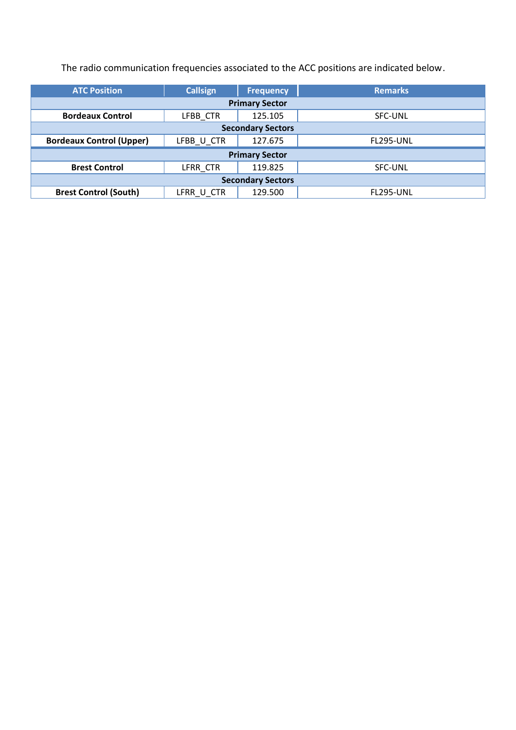The radio communication frequencies associated to the ACC positions are indicated below.

| ATC Position | Callsign | Frequency | Remarks |
|---|---|---|---|
| **Primary Sector** | | | |
| **Bordeaux Control** | LFBB_CTR | 125.105 | SFC-UNL |
| **Secondary Sectors** | | | |
| **Bordeaux Control (Upper)** | LFBB_U_CTR | 127.675 | FL295-UNL |
| **Primary Sector** | | | |
| **Brest Control** | LFRR_CTR | 119.825 | SFC-UNL |
| **Secondary Sectors** | | | |
| **Brest Control (South)** | LFRR_U_CTR | 129.500 | FL295-UNL |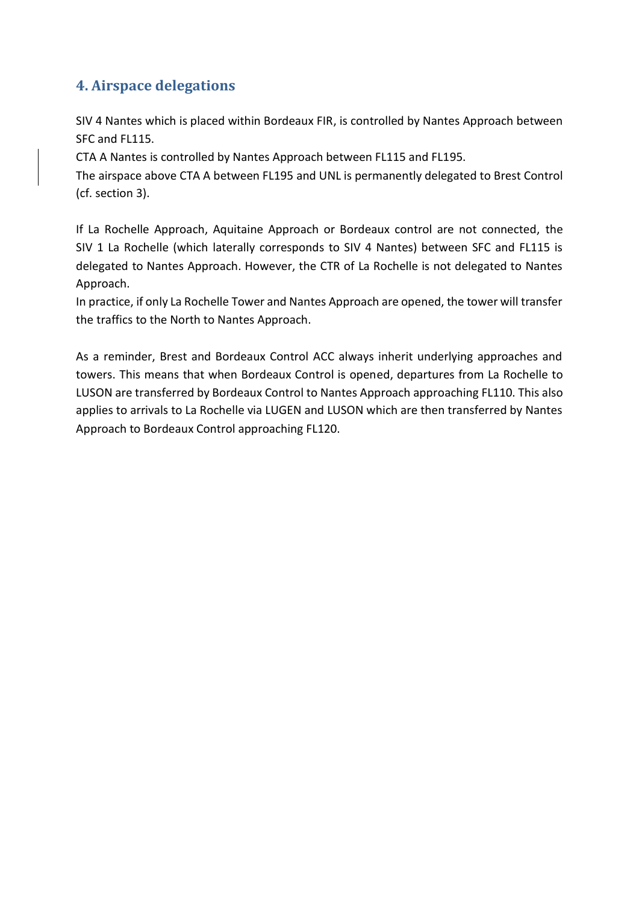## 4. Airspace delegations

SIV 4 Nantes which is placed within Bordeaux FIR, is controlled by Nantes Approach between SFC and FL115.

CTA A Nantes is controlled by Nantes Approach between FL115 and FL195.

The airspace above CTA A between FL195 and UNL is permanently delegated to Brest Control (cf. section 3).

If La Rochelle Approach, Aquitaine Approach or Bordeaux control are not connected, the SIV 1 La Rochelle (which laterally corresponds to SIV 4 Nantes) between SFC and FL115 is delegated to Nantes Approach. However, the CTR of La Rochelle is not delegated to Nantes Approach.

In practice, if only La Rochelle Tower and Nantes Approach are opened, the tower will transfer the traffics to the North to Nantes Approach.

As a reminder, Brest and Bordeaux Control ACC always inherit underlying approaches and towers. This means that when Bordeaux Control is opened, departures from La Rochelle to LUSON are transferred by Bordeaux Control to Nantes Approach approaching FL110. This also applies to arrivals to La Rochelle via LUGEN and LUSON which are then transferred by Nantes Approach to Bordeaux Control approaching FL120.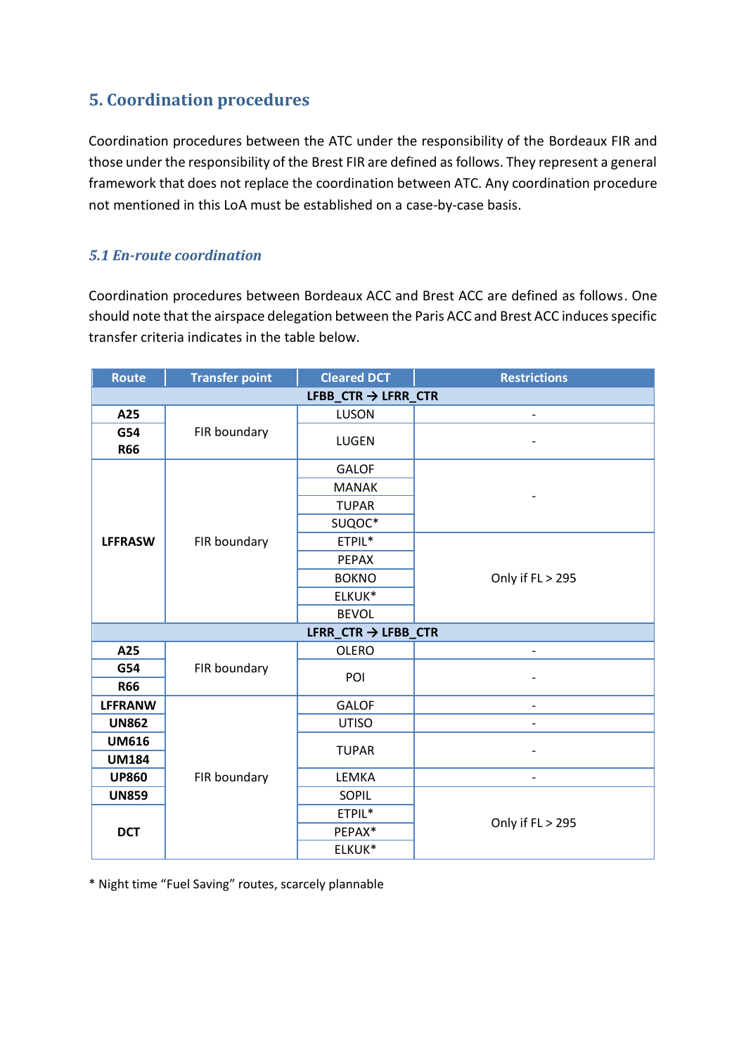## 5. Coordination procedures

Coordination procedures between the ATC under the responsibility of the Bordeaux FIR and those under the responsibility of the Brest FIR are defined as follows. They represent a general framework that does not replace the coordination between ATC. Any coordination procedure not mentioned in this LoA must be established on a case-by-case basis.

### *5.1 En-route coordination*

Coordination procedures between Bordeaux ACC and Brest ACC are defined as follows. One should note that the airspace delegation between the Paris ACC and Brest ACC induces specific transfer criteria indicates in the table below.

| Route | Transfer point | Cleared DCT | Restrictions |
|---|---|---|---|
| **LFBB_CTR → LFRR_CTR** | | | |
| **A25** | FIR boundary | LUSON | - |
| **G54**<br>**R66** | | LUGEN | - |
| **LFFRASW** | FIR boundary | GALOF | - |
| | | MANAK | |
| | | TUPAR | |
| | | SUQOC* | |
| | | ETPIL* | Only if FL > 295 |
| | | PEPAX | |
| | | BOKNO | |
| | | ELKUK* | |
| | | BEVOL | |
| **LFRR_CTR → LFBB_CTR** | | | |
| **A25** | FIR boundary | OLERO | - |
| **G54**<br>**R66** | | POI | - |
| **LFFRANW** | FIR boundary | GALOF | - |
| **UN862** | | UTISO | - |
| **UM616**<br>**UM184** | | TUPAR | - |
| **UP860** | | LEMKA | - |
| **UN859** | | SOPIL | Only if FL > 295 |
| **DCT** | | ETPIL* | |
| | | PEPAX* | |
| | | ELKUK* | |

* Night time "Fuel Saving" routes, scarcely plannable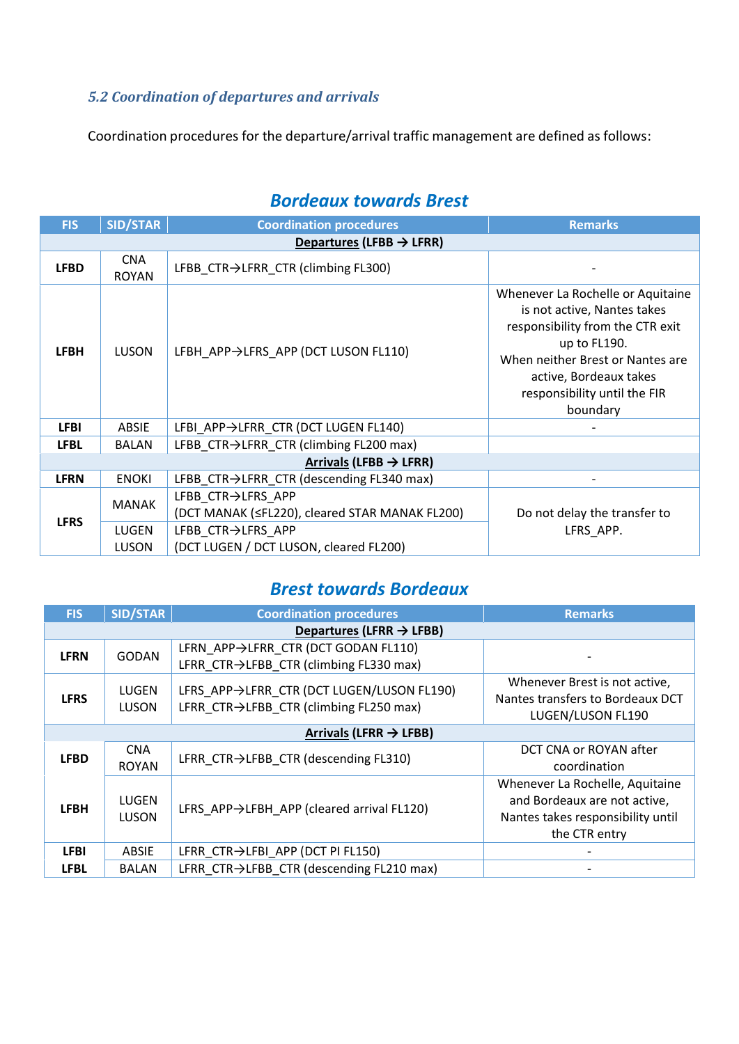### *5.2 Coordination of departures and arrivals*

Coordination procedures for the departure/arrival traffic management are defined as follows:

## Bordeaux towards Brest

| FIS | SID/STAR | Coordination procedures | Remarks |
|---|---|---|---|
| | | **Departures (LFBB → LFRR)** | |
| **LFBD** | CNA<br>ROYAN | LFBB_CTR→LFRR_CTR (climbing FL300) | - |
| **LFBH** | LUSON | LFBH_APP→LFRS_APP (DCT LUSON FL110) | Whenever La Rochelle or Aquitaine is not active, Nantes takes responsibility from the CTR exit up to FL190.<br>When neither Brest or Nantes are active, Bordeaux takes responsibility until the FIR boundary |
| **LFBI** | ABSIE | LFBI_APP→LFRR_CTR (DCT LUGEN FL140) | - |
| **LFBL** | BALAN | LFBB_CTR→LFRR_CTR (climbing FL200 max) | |
| | | **Arrivals (LFBB → LFRR)** | |
| **LFRN** | ENOKI | LFBB_CTR→LFRR_CTR (descending FL340 max) | - |
| **LFRS** | MANAK | LFBB_CTR→LFRS_APP<br>(DCT MANAK (≤FL220), cleared STAR MANAK FL200) | Do not delay the transfer to LFRS_APP. |
| | LUGEN<br>LUSON | LFBB_CTR→LFRS_APP<br>(DCT LUGEN / DCT LUSON, cleared FL200) | |

## Brest towards Bordeaux

| FIS | SID/STAR | Coordination procedures | Remarks |
|---|---|---|---|
| | | **Departures (LFRR → LFBB)** | |
| **LFRN** | GODAN | LFRN_APP→LFRR_CTR (DCT GODAN FL110)<br>LFRR_CTR→LFBB_CTR (climbing FL330 max) | - |
| **LFRS** | LUGEN<br>LUSON | LFRS_APP→LFRR_CTR (DCT LUGEN/LUSON FL190)<br>LFRR_CTR→LFBB_CTR (climbing FL250 max) | Whenever Brest is not active, Nantes transfers to Bordeaux DCT LUGEN/LUSON FL190 |
| | | **Arrivals (LFRR → LFBB)** | |
| **LFBD** | CNA<br>ROYAN | LFRR_CTR→LFBB_CTR (descending FL310) | DCT CNA or ROYAN after coordination |
| **LFBH** | LUGEN<br>LUSON | LFRS_APP→LFBH_APP (cleared arrival FL120) | Whenever La Rochelle, Aquitaine and Bordeaux are not active, Nantes takes responsibility until the CTR entry |
| **LFBI** | ABSIE | LFRR_CTR→LFBI_APP (DCT PI FL150) | - |
| **LFBL** | BALAN | LFRR_CTR→LFBB_CTR (descending FL210 max) | - |